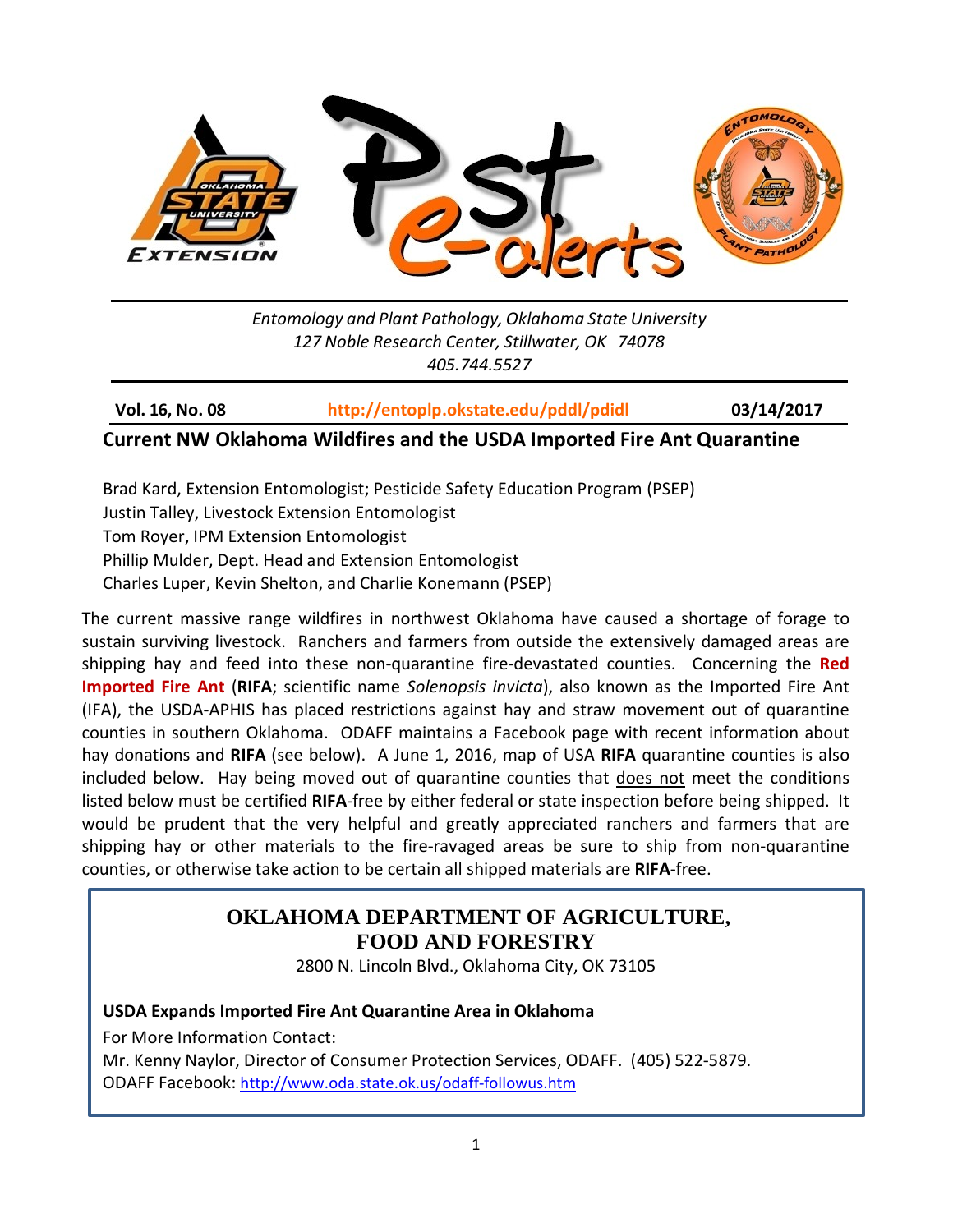*Entomology and Plant Pathology, Oklahoma State University*
*127 Noble Research Center, Stillwater, OK 74078*
*405.744.5527*

**Vol. 16, No. 08** **http://entoplp.okstate.edu/pddl/pdidl** **03/14/2017**

## Current NW Oklahoma Wildfires and the USDA Imported Fire Ant Quarantine

Brad Kard, Extension Entomologist; Pesticide Safety Education Program (PSEP)
Justin Talley, Livestock Extension Entomologist
Tom Royer, IPM Extension Entomologist
Phillip Mulder, Dept. Head and Extension Entomologist
Charles Luper, Kevin Shelton, and Charlie Konemann (PSEP)

The current massive range wildfires in northwest Oklahoma have caused a shortage of forage to sustain surviving livestock. Ranchers and farmers from outside the extensively damaged areas are shipping hay and feed into these non-quarantine fire-devastated counties. Concerning the **Red Imported Fire Ant** (**RIFA**; scientific name *Solenopsis invicta*), also known as the Imported Fire Ant (IFA), the USDA-APHIS has placed restrictions against hay and straw movement out of quarantine counties in southern Oklahoma. ODAFF maintains a Facebook page with recent information about hay donations and **RIFA** (see below). A June 1, 2016, map of USA **RIFA** quarantine counties is also included below. Hay being moved out of quarantine counties that does not meet the conditions listed below must be certified **RIFA**-free by either federal or state inspection before being shipped. It would be prudent that the very helpful and greatly appreciated ranchers and farmers that are shipping hay or other materials to the fire-ravaged areas be sure to ship from non-quarantine counties, or otherwise take action to be certain all shipped materials are **RIFA**-free.

### OKLAHOMA DEPARTMENT OF AGRICULTURE, FOOD AND FORESTRY

2800 N. Lincoln Blvd., Oklahoma City, OK 73105

**USDA Expands Imported Fire Ant Quarantine Area in Oklahoma**

For More Information Contact:
Mr. Kenny Naylor, Director of Consumer Protection Services, ODAFF. (405) 522-5879.
ODAFF Facebook: http://www.oda.state.ok.us/odaff-followus.htm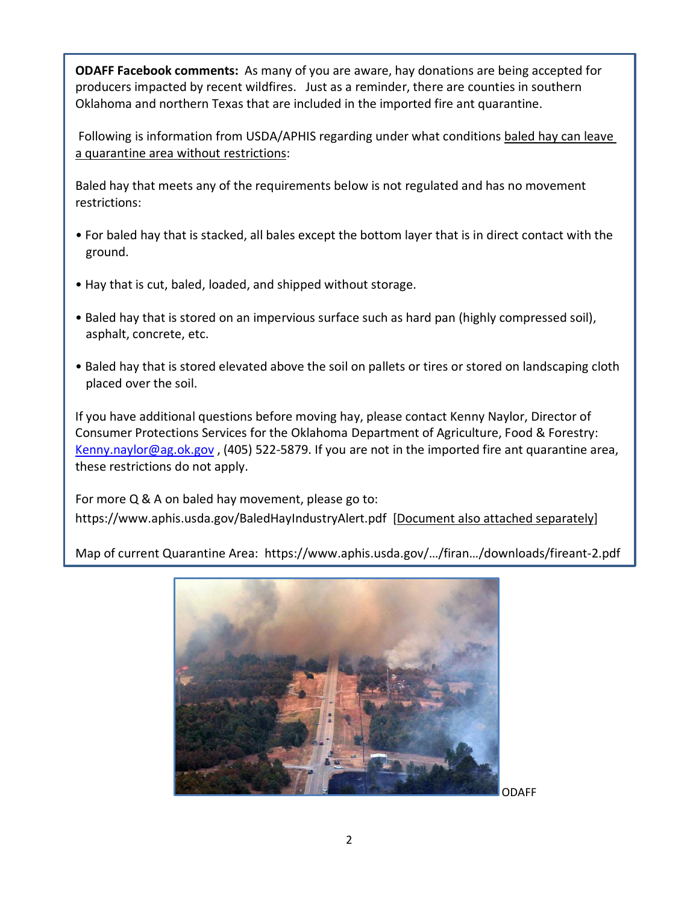**ODAFF Facebook comments:** As many of you are aware, hay donations are being accepted for producers impacted by recent wildfires. Just as a reminder, there are counties in southern Oklahoma and northern Texas that are included in the imported fire ant quarantine.

Following is information from USDA/APHIS regarding under what conditions baled hay can leave a quarantine area without restrictions:

Baled hay that meets any of the requirements below is not regulated and has no movement restrictions:

- For baled hay that is stacked, all bales except the bottom layer that is in direct contact with the ground.
- Hay that is cut, baled, loaded, and shipped without storage.
- Baled hay that is stored on an impervious surface such as hard pan (highly compressed soil), asphalt, concrete, etc.
- Baled hay that is stored elevated above the soil on pallets or tires or stored on landscaping cloth placed over the soil.

If you have additional questions before moving hay, please contact Kenny Naylor, Director of Consumer Protections Services for the Oklahoma Department of Agriculture, Food & Forestry: Kenny.naylor@ag.ok.gov , (405) 522-5879. If you are not in the imported fire ant quarantine area, these restrictions do not apply.

For more Q & A on baled hay movement, please go to:
https://www.aphis.usda.gov/BaledHayIndustryAlert.pdf [Document also attached separately]

Map of current Quarantine Area: https://www.aphis.usda.gov/…/firan…/downloads/fireant-2.pdf

ODAFF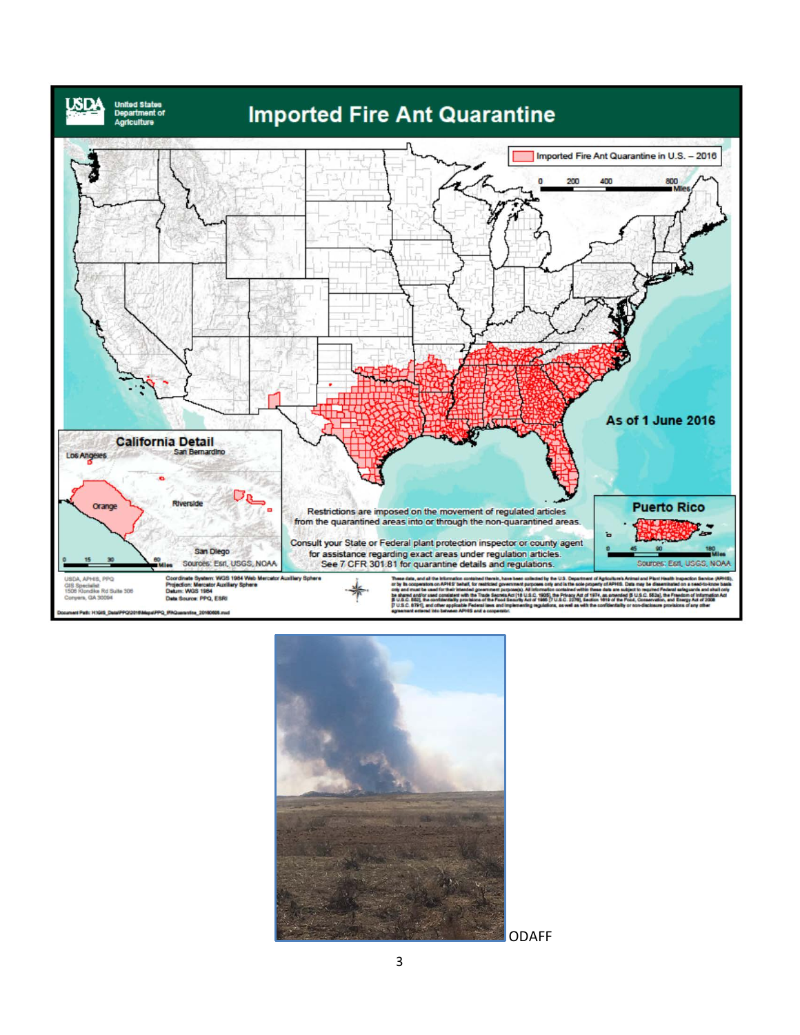**Imported Fire Ant Quarantine**

United States Department of Agriculture

Imported Fire Ant Quarantine in U.S. – 2016

As of 1 June 2016

**California Detail**

Los Angeles, San Bernardino, Orange, Riverside, San Diego

Sources: Esri, USGS, NOAA

**Puerto Rico**

Sources: Esri, USGS, NOAA

Restrictions are imposed on the movement of regulated articles from the quarantined areas into or through the non-quarantined areas.

Consult your State or Federal plant protection inspector or county agent for assistance regarding exact areas under regulation articles. See 7 CFR 301.81 for quarantine details and regulations.

USDA, APHIS, PPQ
GIS Specialist
1506 Klondike Rd Suite 306
Conyers, GA 30094

Coordinate System: WGS 1984 Web Mercator Auxiliary Sphere
Projection: Mercator Auxiliary Sphere
Datum: WGS 1984
Data Source: PPQ, ESRI

ODAFF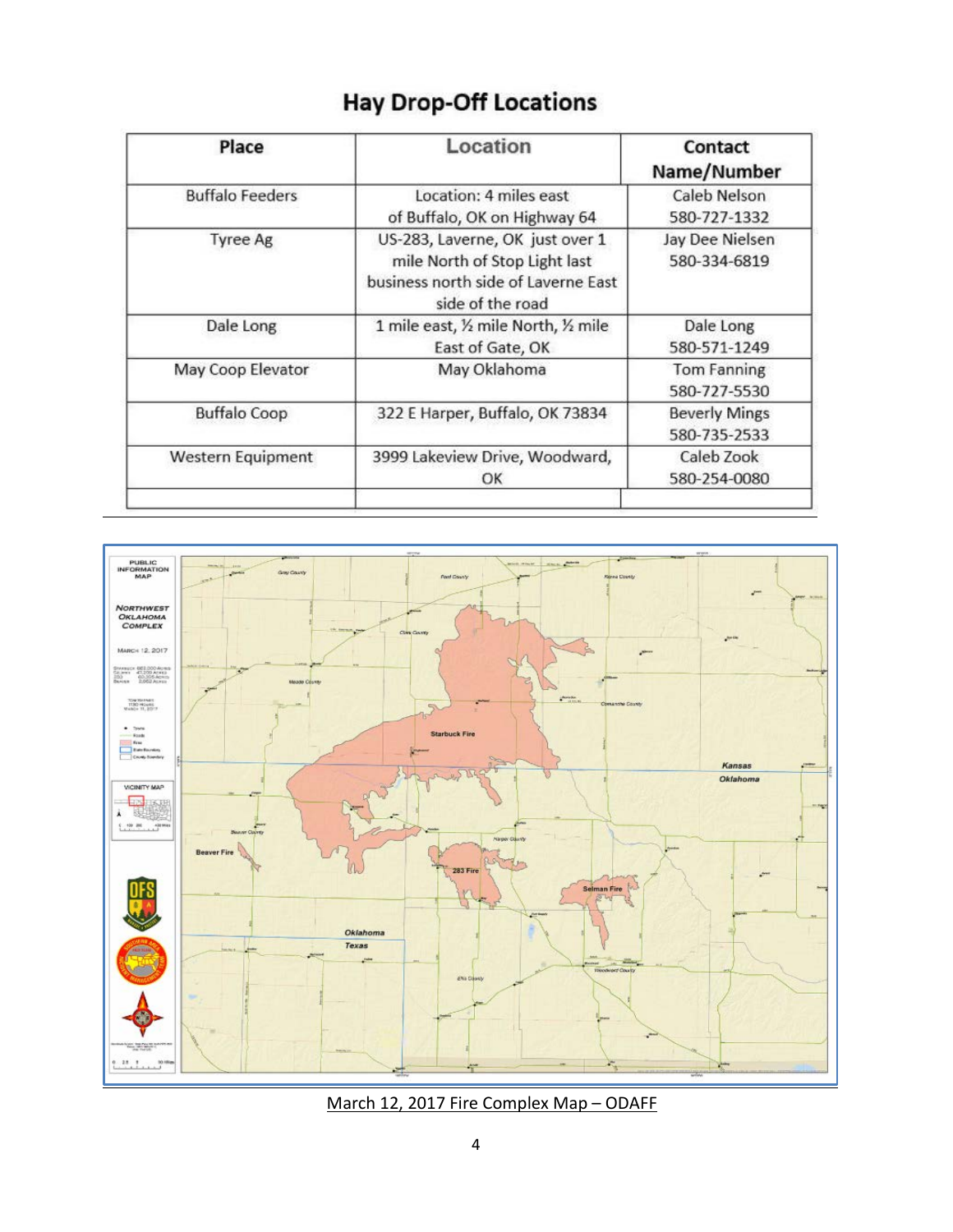# Hay Drop-Off Locations

| Place | Location | Contact Name/Number |
|---|---|---|
| Buffalo Feeders | Location: 4 miles east of Buffalo, OK on Highway 64 | Caleb Nelson 580-727-1332 |
| Tyree Ag | US-283, Laverne, OK just over 1 mile North of Stop Light last business north side of Laverne East side of the road | Jay Dee Nielsen 580-334-6819 |
| Dale Long | 1 mile east, ½ mile North, ½ mile East of Gate, OK | Dale Long 580-571-1249 |
| May Coop Elevator | May Oklahoma | Tom Fanning 580-727-5530 |
| Buffalo Coop | 322 E Harper, Buffalo, OK 73834 | Beverly Mings 580-735-2533 |
| Western Equipment | 3999 Lakeview Drive, Woodward, OK | Caleb Zook 580-254-0080 |
| | | |

March 12, 2017 Fire Complex Map – ODAFF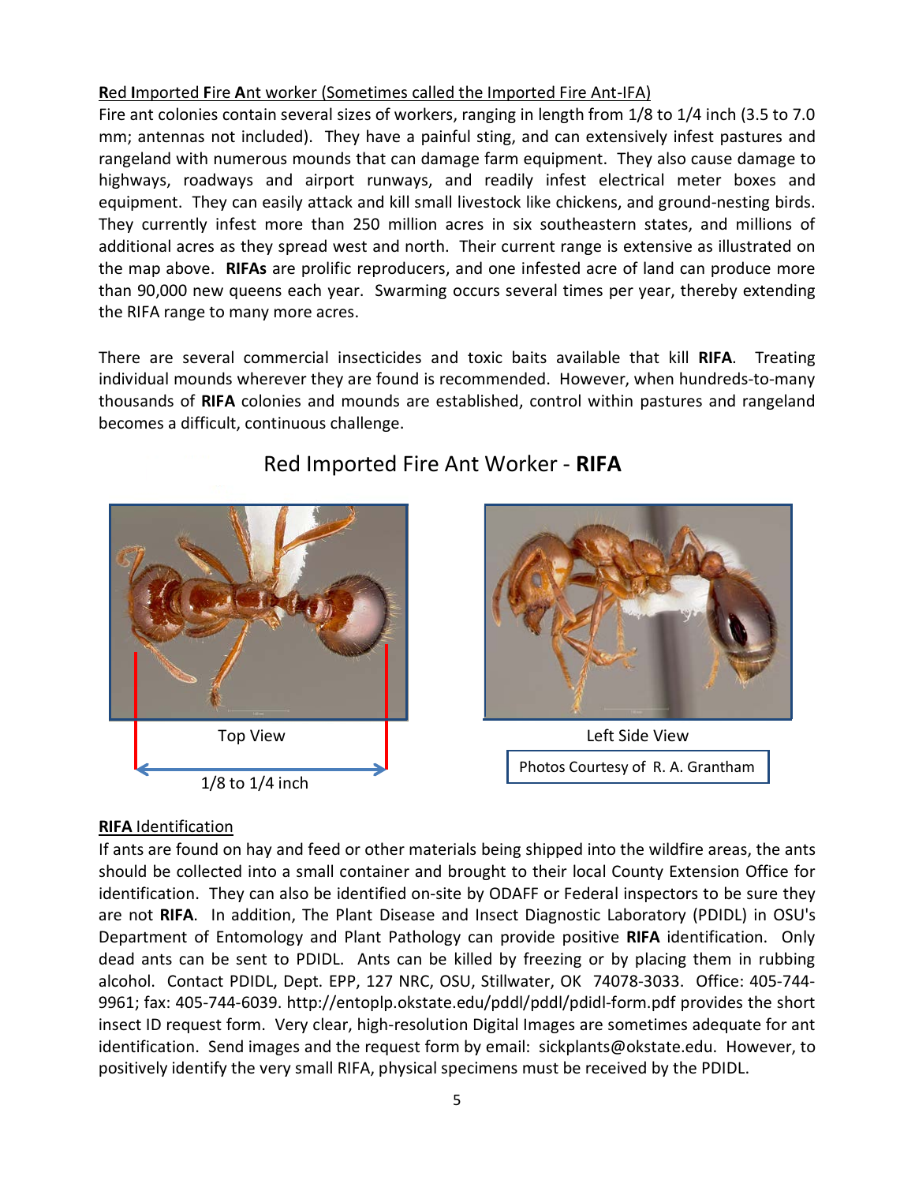**<u>R</u>ed <u>I</u>mported <u>F</u>ire <u>A</u>nt worker (Sometimes called the Imported Fire Ant-IFA)**

Fire ant colonies contain several sizes of workers, ranging in length from 1/8 to 1/4 inch (3.5 to 7.0 mm; antennas not included). They have a painful sting, and can extensively infest pastures and rangeland with numerous mounds that can damage farm equipment. They also cause damage to highways, roadways and airport runways, and readily infest electrical meter boxes and equipment. They can easily attack and kill small livestock like chickens, and ground-nesting birds. They currently infest more than 250 million acres in six southeastern states, and millions of additional acres as they spread west and north. Their current range is extensive as illustrated on the map above. **RIFAs** are prolific reproducers, and one infested acre of land can produce more than 90,000 new queens each year. Swarming occurs several times per year, thereby extending the RIFA range to many more acres.

There are several commercial insecticides and toxic baits available that kill **RIFA**. Treating individual mounds wherever they are found is recommended. However, when hundreds-to-many thousands of **RIFA** colonies and mounds are established, control within pastures and rangeland becomes a difficult, continuous challenge.

Red Imported Fire Ant Worker - **RIFA**

Top View

1/8 to 1/4 inch

Left Side View

Photos Courtesy of R. A. Grantham

**RIFA Identification**

If ants are found on hay and feed or other materials being shipped into the wildfire areas, the ants should be collected into a small container and brought to their local County Extension Office for identification. They can also be identified on-site by ODAFF or Federal inspectors to be sure they are not **RIFA**. In addition, The Plant Disease and Insect Diagnostic Laboratory (PDIDL) in OSU's Department of Entomology and Plant Pathology can provide positive **RIFA** identification. Only dead ants can be sent to PDIDL. Ants can be killed by freezing or by placing them in rubbing alcohol. Contact PDIDL, Dept. EPP, 127 NRC, OSU, Stillwater, OK 74078-3033. Office: 405-744-9961; fax: 405-744-6039. http://entoplp.okstate.edu/pddl/pddl/pdidl-form.pdf provides the short insect ID request form. Very clear, high-resolution Digital Images are sometimes adequate for ant identification. Send images and the request form by email: sickplants@okstate.edu. However, to positively identify the very small RIFA, physical specimens must be received by the PDIDL.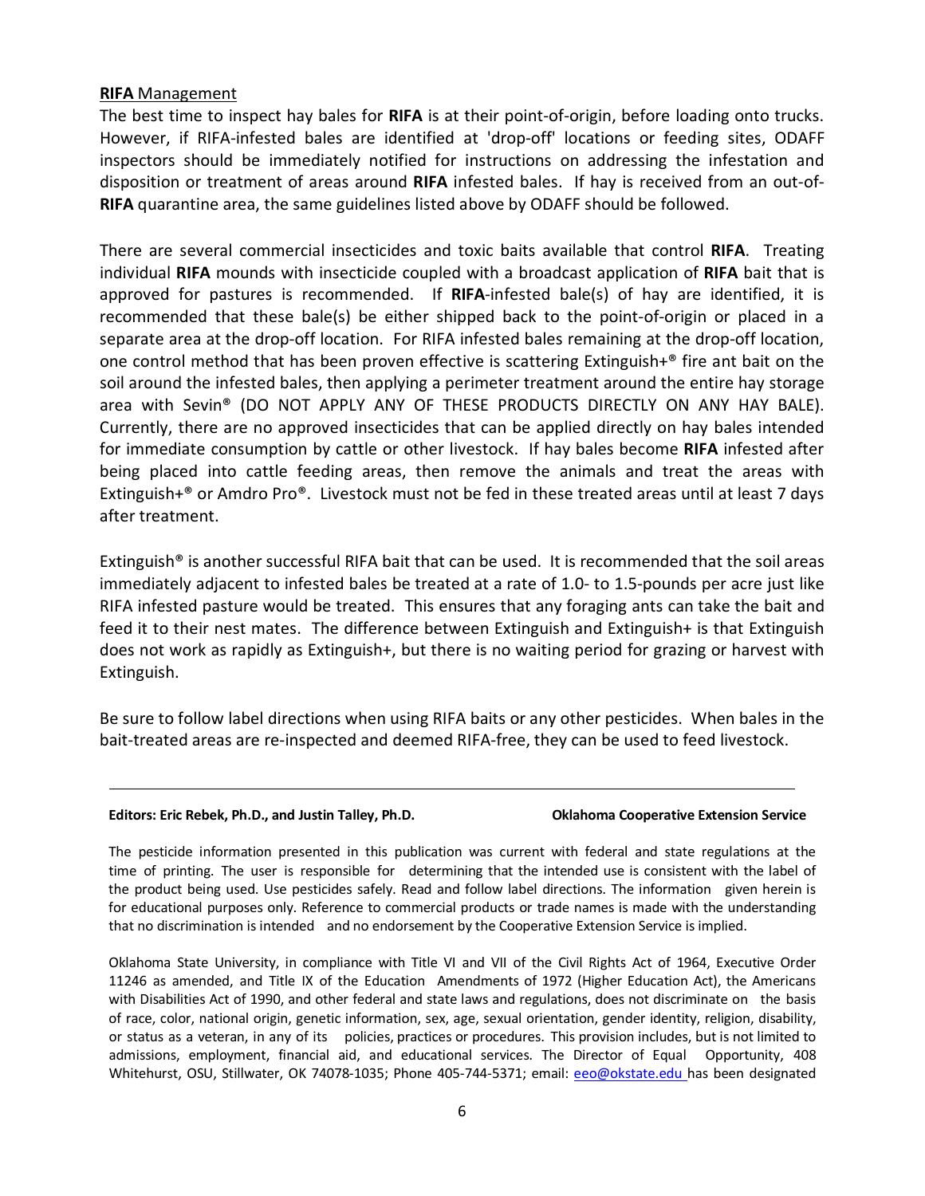**RIFA** Management

The best time to inspect hay bales for **RIFA** is at their point-of-origin, before loading onto trucks. However, if RIFA-infested bales are identified at 'drop-off' locations or feeding sites, ODAFF inspectors should be immediately notified for instructions on addressing the infestation and disposition or treatment of areas around **RIFA** infested bales. If hay is received from an out-of-**RIFA** quarantine area, the same guidelines listed above by ODAFF should be followed.

There are several commercial insecticides and toxic baits available that control **RIFA**. Treating individual **RIFA** mounds with insecticide coupled with a broadcast application of **RIFA** bait that is approved for pastures is recommended. If **RIFA**-infested bale(s) of hay are identified, it is recommended that these bale(s) be either shipped back to the point-of-origin or placed in a separate area at the drop-off location. For RIFA infested bales remaining at the drop-off location, one control method that has been proven effective is scattering Extinguish+® fire ant bait on the soil around the infested bales, then applying a perimeter treatment around the entire hay storage area with Sevin® (DO NOT APPLY ANY OF THESE PRODUCTS DIRECTLY ON ANY HAY BALE). Currently, there are no approved insecticides that can be applied directly on hay bales intended for immediate consumption by cattle or other livestock. If hay bales become **RIFA** infested after being placed into cattle feeding areas, then remove the animals and treat the areas with Extinguish+® or Amdro Pro®. Livestock must not be fed in these treated areas until at least 7 days after treatment.

Extinguish® is another successful RIFA bait that can be used. It is recommended that the soil areas immediately adjacent to infested bales be treated at a rate of 1.0- to 1.5-pounds per acre just like RIFA infested pasture would be treated. This ensures that any foraging ants can take the bait and feed it to their nest mates. The difference between Extinguish and Extinguish+ is that Extinguish does not work as rapidly as Extinguish+, but there is no waiting period for grazing or harvest with Extinguish.

Be sure to follow label directions when using RIFA baits or any other pesticides. When bales in the bait-treated areas are re-inspected and deemed RIFA-free, they can be used to feed livestock.

---

**Editors: Eric Rebek, Ph.D., and Justin Talley, Ph.D.** **Oklahoma Cooperative Extension Service**

The pesticide information presented in this publication was current with federal and state regulations at the time of printing. The user is responsible for determining that the intended use is consistent with the label of the product being used. Use pesticides safely. Read and follow label directions. The information given herein is for educational purposes only. Reference to commercial products or trade names is made with the understanding that no discrimination is intended and no endorsement by the Cooperative Extension Service is implied.

Oklahoma State University, in compliance with Title VI and VII of the Civil Rights Act of 1964, Executive Order 11246 as amended, and Title IX of the Education Amendments of 1972 (Higher Education Act), the Americans with Disabilities Act of 1990, and other federal and state laws and regulations, does not discriminate on the basis of race, color, national origin, genetic information, sex, age, sexual orientation, gender identity, religion, disability, or status as a veteran, in any of its policies, practices or procedures. This provision includes, but is not limited to admissions, employment, financial aid, and educational services. The Director of Equal Opportunity, 408 Whitehurst, OSU, Stillwater, OK 74078-1035; Phone 405-744-5371; email: eeo@okstate.edu has been designated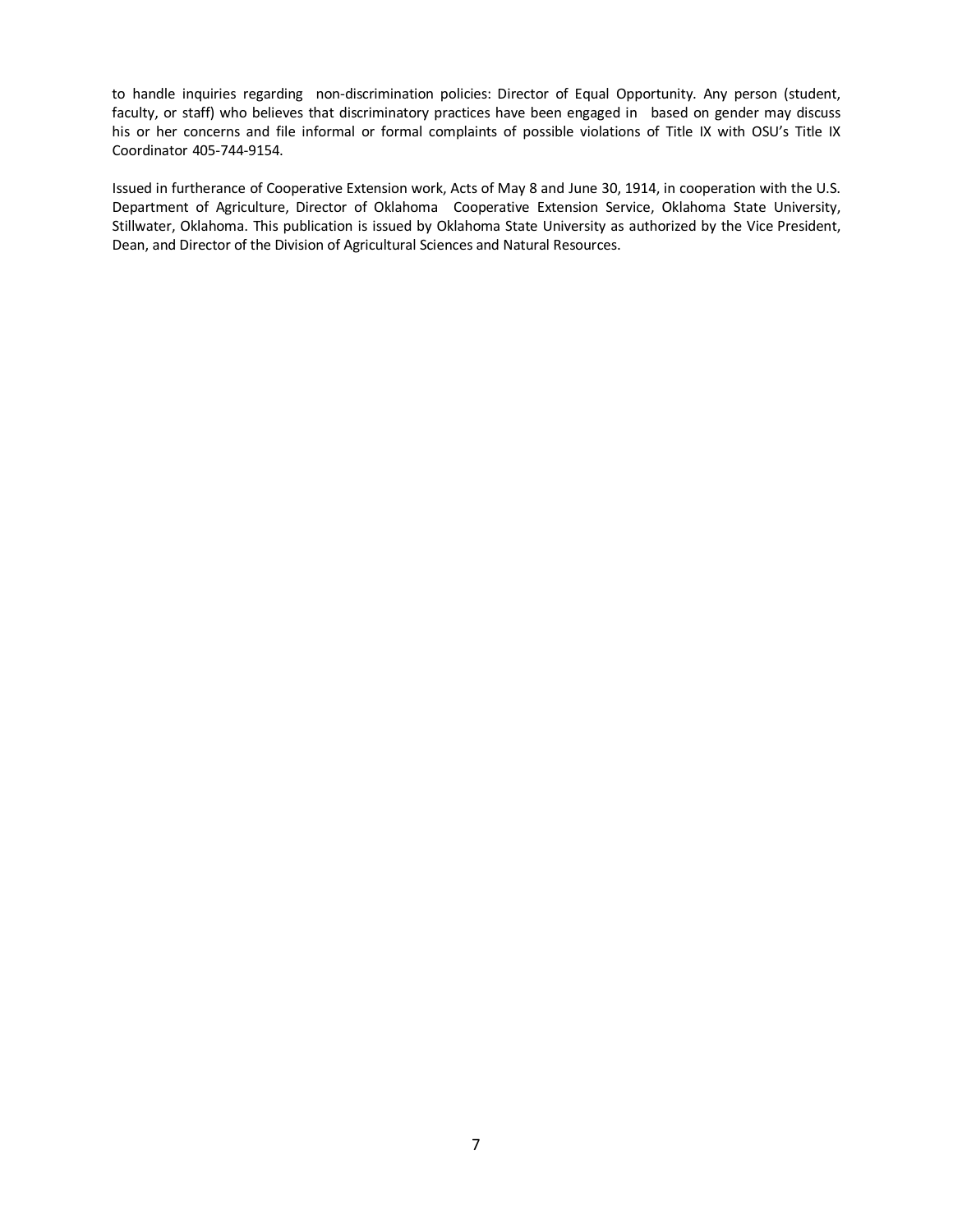to handle inquiries regarding non-discrimination policies: Director of Equal Opportunity. Any person (student, faculty, or staff) who believes that discriminatory practices have been engaged in based on gender may discuss his or her concerns and file informal or formal complaints of possible violations of Title IX with OSU's Title IX Coordinator 405-744-9154.

Issued in furtherance of Cooperative Extension work, Acts of May 8 and June 30, 1914, in cooperation with the U.S. Department of Agriculture, Director of Oklahoma Cooperative Extension Service, Oklahoma State University, Stillwater, Oklahoma. This publication is issued by Oklahoma State University as authorized by the Vice President, Dean, and Director of the Division of Agricultural Sciences and Natural Resources.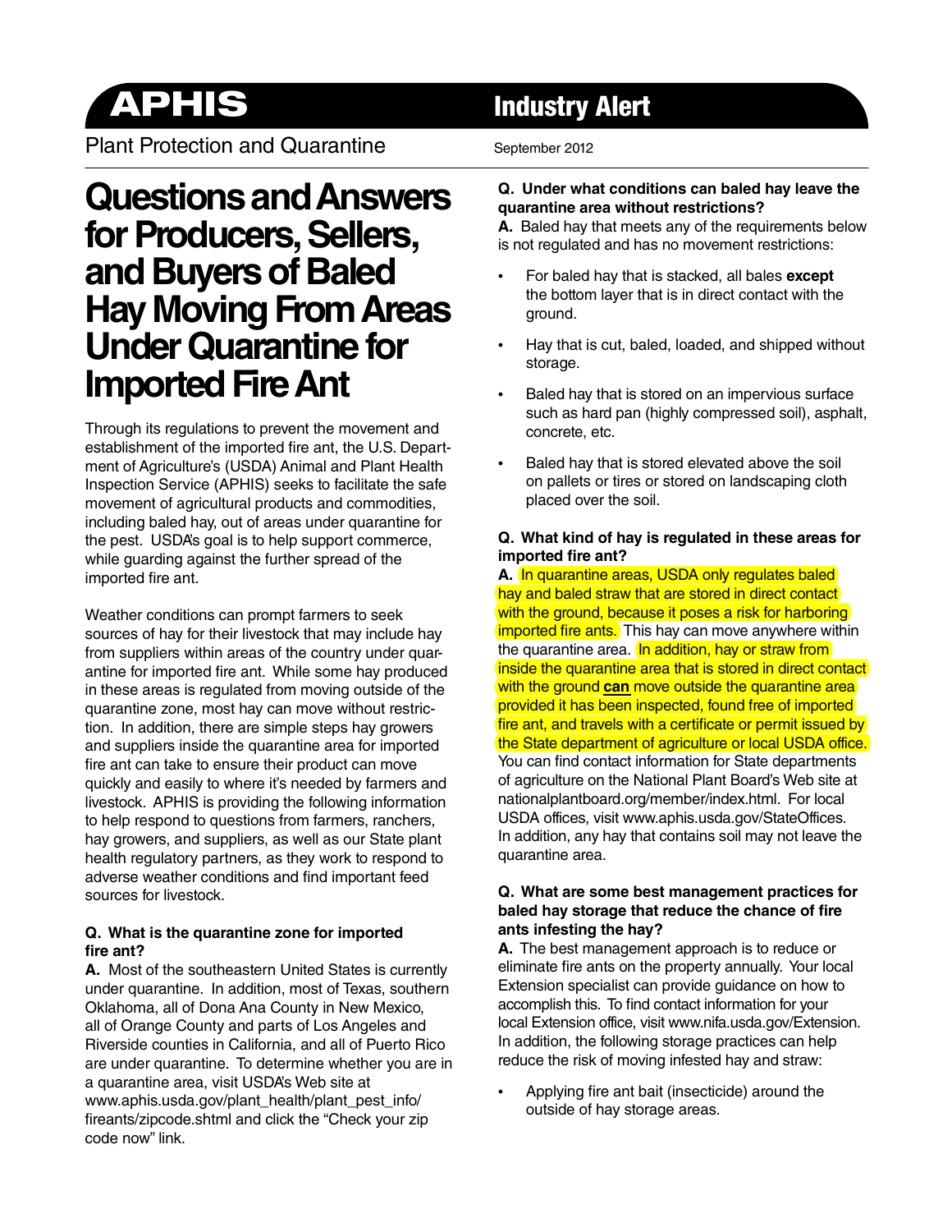# APHIS

## Industry Alert

Plant Protection and Quarantine

September 2012

# Questions and Answers for Producers, Sellers, and Buyers of Baled Hay Moving From Areas Under Quarantine for Imported Fire Ant

Through its regulations to prevent the movement and establishment of the imported fire ant, the U.S. Department of Agriculture's (USDA) Animal and Plant Health Inspection Service (APHIS) seeks to facilitate the safe movement of agricultural products and commodities, including baled hay, out of areas under quarantine for the pest. USDA's goal is to help support commerce, while guarding against the further spread of the imported fire ant.

Weather conditions can prompt farmers to seek sources of hay for their livestock that may include hay from suppliers within areas of the country under quarantine for imported fire ant. While some hay produced in these areas is regulated from moving outside of the quarantine zone, most hay can move without restriction. In addition, there are simple steps hay growers and suppliers inside the quarantine area for imported fire ant can take to ensure their product can move quickly and easily to where it's needed by farmers and livestock. APHIS is providing the following information to help respond to questions from farmers, ranchers, hay growers, and suppliers, as well as our State plant health regulatory partners, as they work to respond to adverse weather conditions and find important feed sources for livestock.

**Q. What is the quarantine zone for imported fire ant?**

**A.** Most of the southeastern United States is currently under quarantine. In addition, most of Texas, southern Oklahoma, all of Dona Ana County in New Mexico, all of Orange County and parts of Los Angeles and Riverside counties in California, and all of Puerto Rico are under quarantine. To determine whether you are in a quarantine area, visit USDA's Web site at www.aphis.usda.gov/plant_health/plant_pest_info/fireants/zipcode.shtml and click the "Check your zip code now" link.

**Q. Under what conditions can baled hay leave the quarantine area without restrictions?**

**A.** Baled hay that meets any of the requirements below is not regulated and has no movement restrictions:

- For baled hay that is stacked, all bales **except** the bottom layer that is in direct contact with the ground.
- Hay that is cut, baled, loaded, and shipped without storage.
- Baled hay that is stored on an impervious surface such as hard pan (highly compressed soil), asphalt, concrete, etc.
- Baled hay that is stored elevated above the soil on pallets or tires or stored on landscaping cloth placed over the soil.

**Q. What kind of hay is regulated in these areas for imported fire ant?**

**A.** In quarantine areas, USDA only regulates baled hay and baled straw that are stored in direct contact with the ground, because it poses a risk for harboring imported fire ants. This hay can move anywhere within the quarantine area. In addition, hay or straw from inside the quarantine area that is stored in direct contact with the ground **can** move outside the quarantine area provided it has been inspected, found free of imported fire ant, and travels with a certificate or permit issued by the State department of agriculture or local USDA office. You can find contact information for State departments of agriculture on the National Plant Board's Web site at nationalplantboard.org/member/index.html. For local USDA offices, visit www.aphis.usda.gov/StateOffices. In addition, any hay that contains soil may not leave the quarantine area.

**Q. What are some best management practices for baled hay storage that reduce the chance of fire ants infesting the hay?**

**A.** The best management approach is to reduce or eliminate fire ants on the property annually. Your local Extension specialist can provide guidance on how to accomplish this. To find contact information for your local Extension office, visit www.nifa.usda.gov/Extension. In addition, the following storage practices can help reduce the risk of moving infested hay and straw:

- Applying fire ant bait (insecticide) around the outside of hay storage areas.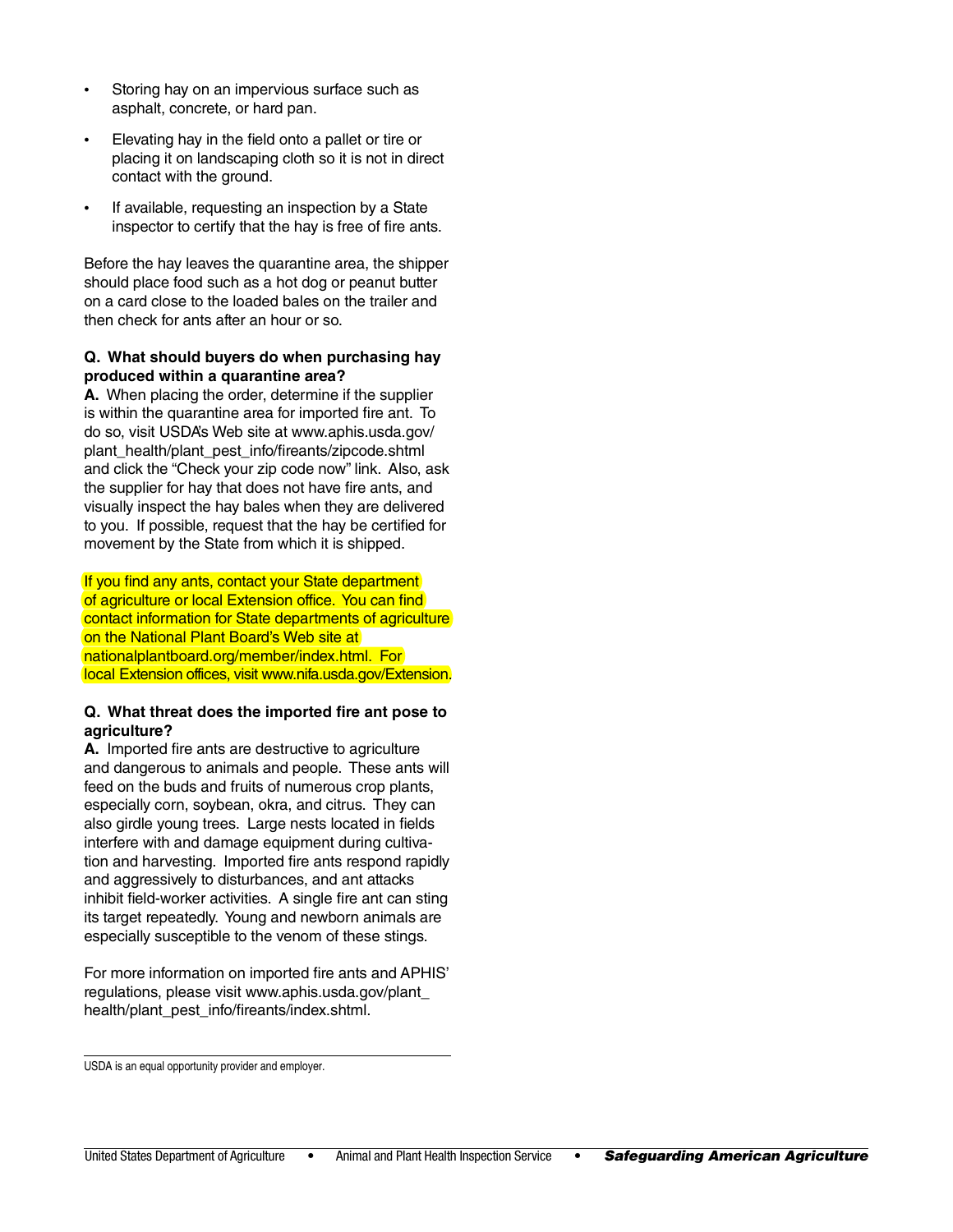- Storing hay on an impervious surface such as asphalt, concrete, or hard pan.
- Elevating hay in the field onto a pallet or tire or placing it on landscaping cloth so it is not in direct contact with the ground.
- If available, requesting an inspection by a State inspector to certify that the hay is free of fire ants.

Before the hay leaves the quarantine area, the shipper should place food such as a hot dog or peanut butter on a card close to the loaded bales on the trailer and then check for ants after an hour or so.

**Q. What should buyers do when purchasing hay produced within a quarantine area?**

**A.** When placing the order, determine if the supplier is within the quarantine area for imported fire ant. To do so, visit USDA's Web site at www.aphis.usda.gov/plant_health/plant_pest_info/fireants/zipcode.shtml and click the "Check your zip code now" link. Also, ask the supplier for hay that does not have fire ants, and visually inspect the hay bales when they are delivered to you. If possible, request that the hay be certified for movement by the State from which it is shipped.

If you find any ants, contact your State department of agriculture or local Extension office. You can find contact information for State departments of agriculture on the National Plant Board's Web site at nationalplantboard.org/member/index.html. For local Extension offices, visit www.nifa.usda.gov/Extension.

**Q. What threat does the imported fire ant pose to agriculture?**

**A.** Imported fire ants are destructive to agriculture and dangerous to animals and people. These ants will feed on the buds and fruits of numerous crop plants, especially corn, soybean, okra, and citrus. They can also girdle young trees. Large nests located in fields interfere with and damage equipment during cultivation and harvesting. Imported fire ants respond rapidly and aggressively to disturbances, and ant attacks inhibit field-worker activities. A single fire ant can sting its target repeatedly. Young and newborn animals are especially susceptible to the venom of these stings.

For more information on imported fire ants and APHIS' regulations, please visit www.aphis.usda.gov/plant_health/plant_pest_info/fireants/index.shtml.

---

USDA is an equal opportunity provider and employer.